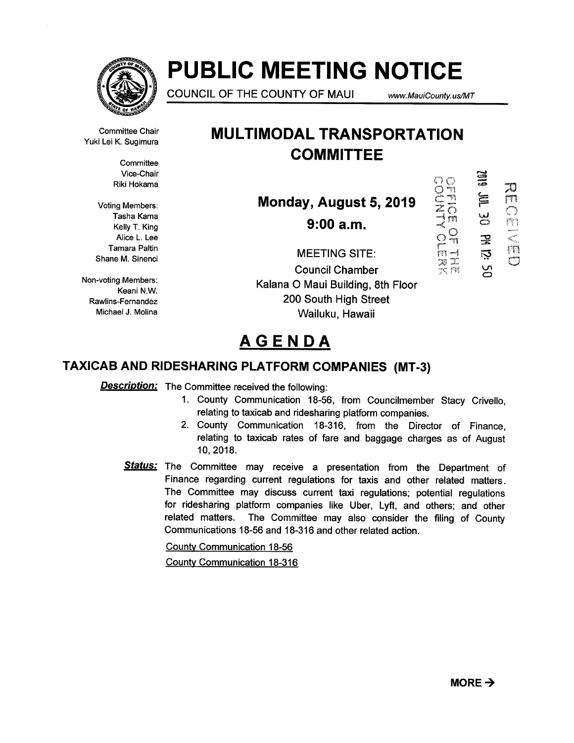# PUBLIC MEETING NOTICE

COUNCIL OF THE COUNTY OF MAUI www.MauiCounty.us/MT

Committee Chair
Yuki Lei K. Sugimura

Committee Vice-Chair
Riki Hokama

Voting Members:
Tasha Kama
Kelly T. King
Alice L. Lee
Tamara Paltin
Shane M. Sinenci

Non-voting Members:
Keani N.W. Rawlins-Fernandez
Michael J. Molina

## MULTIMODAL TRANSPORTATION COMMITTEE

**Monday, August 5, 2019**

**9:00 a.m.**

MEETING SITE:
Council Chamber
Kalana O Maui Building, 8th Floor
200 South High Street
Wailuku, Hawaii

OFFICE OF THE COUNTY CLERK
2019 JUL 30 PM 12: 50
RECEIVED

# AGENDA

## TAXICAB AND RIDESHARING PLATFORM COMPANIES (MT-3)

***Description:*** The Committee received the following:

1. County Communication 18-56, from Councilmember Stacy Crivello, relating to taxicab and ridesharing platform companies.
2. County Communication 18-316, from the Director of Finance, relating to taxicab rates of fare and baggage charges as of August 10, 2018.

***Status:*** The Committee may receive a presentation from the Department of Finance regarding current regulations for taxis and other related matters. The Committee may discuss current taxi regulations; potential regulations for ridesharing platform companies like Uber, Lyft, and others; and other related matters. The Committee may also consider the filing of County Communications 18-56 and 18-316 and other related action.

County Communication 18-56

County Communication 18-316

**MORE →**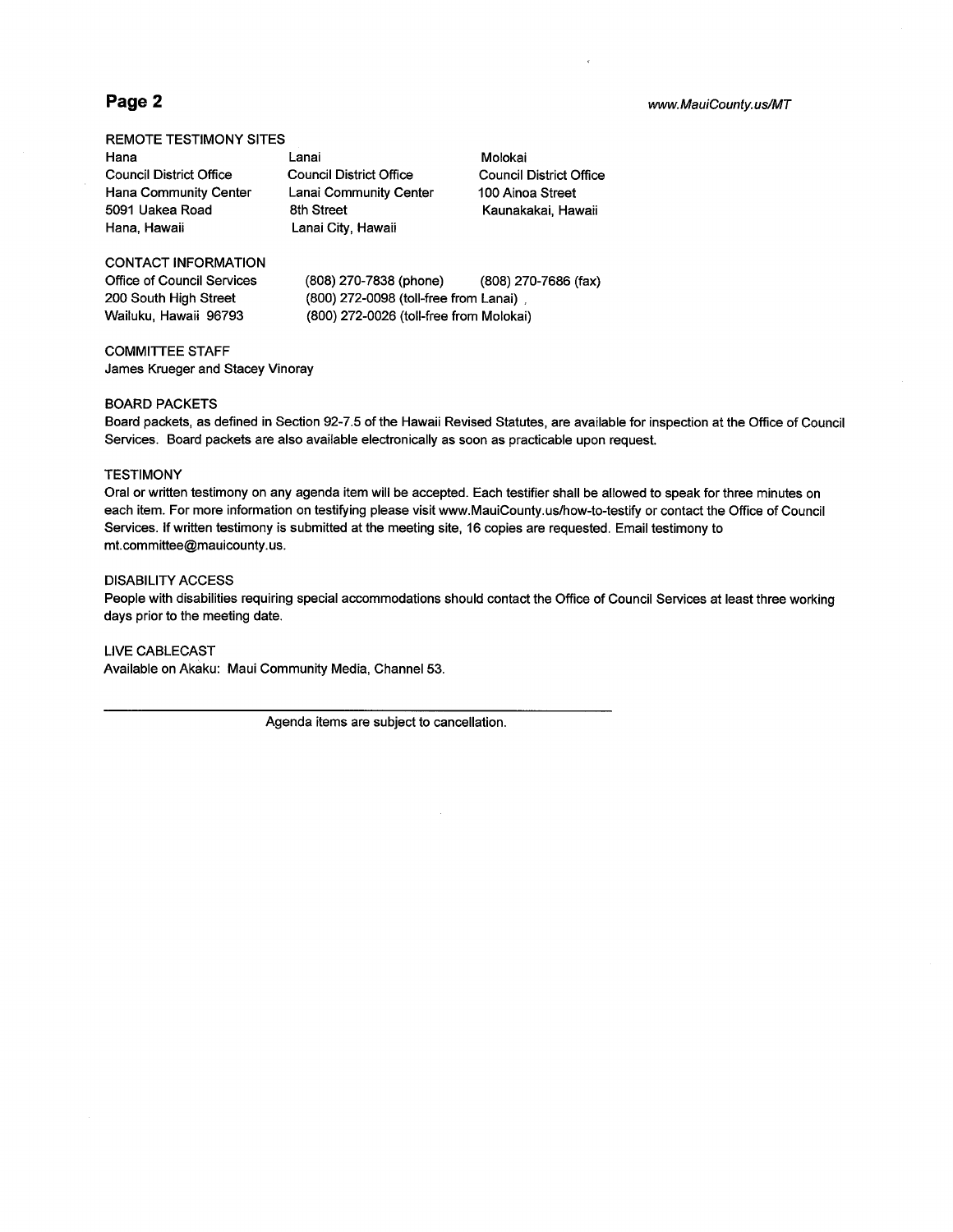REMOTE TESTIMONY SITES

| Hana | Lanai | Molokai |
|---|---|---|
| Council District Office | Council District Office | Council District Office |
| Hana Community Center | Lanai Community Center | 100 Ainoa Street |
| 5091 Uakea Road | 8th Street | Kaunakakai, Hawaii |
| Hana, Hawaii | Lanai City, Hawaii | |

CONTACT INFORMATION

| | | |
|---|---|---|
| Office of Council Services | (808) 270-7838 (phone) | (808) 270-7686 (fax) |
| 200 South High Street | (800) 272-0098 (toll-free from Lanai) | |
| Wailuku, Hawaii 96793 | (800) 272-0026 (toll-free from Molokai) | |

COMMITTEE STAFF
James Krueger and Stacey Vinoray

BOARD PACKETS
Board packets, as defined in Section 92-7.5 of the Hawaii Revised Statutes, are available for inspection at the Office of Council Services. Board packets are also available electronically as soon as practicable upon request.

TESTIMONY
Oral or written testimony on any agenda item will be accepted. Each testifier shall be allowed to speak for three minutes on each item. For more information on testifying please visit www.MauiCounty.us/how-to-testify or contact the Office of Council Services. If written testimony is submitted at the meeting site, 16 copies are requested. Email testimony to mt.committee@mauicounty.us.

DISABILITY ACCESS
People with disabilities requiring special accommodations should contact the Office of Council Services at least three working days prior to the meeting date.

LIVE CABLECAST
Available on Akaku: Maui Community Media, Channel 53.

---

Agenda items are subject to cancellation.